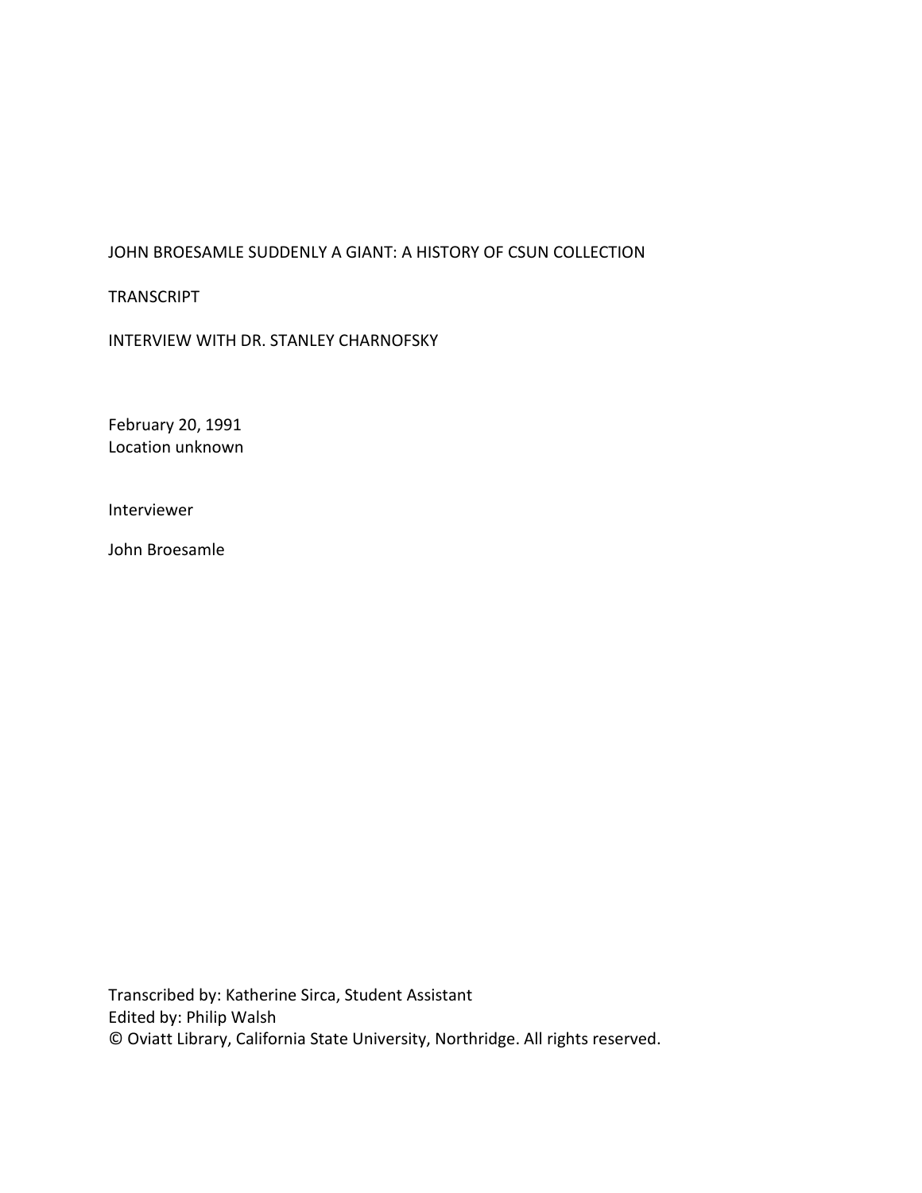JOHN BROESAMLE SUDDENLY A GIANT: A HISTORY OF CSUN COLLECTION

TRANSCRIPT

INTERVIEW WITH DR. STANLEY CHARNOFSKY

February 20, 1991
Location unknown

Interviewer

John Broesamle

Transcribed by: Katherine Sirca, Student Assistant
Edited by: Philip Walsh
© Oviatt Library, California State University, Northridge. All rights reserved.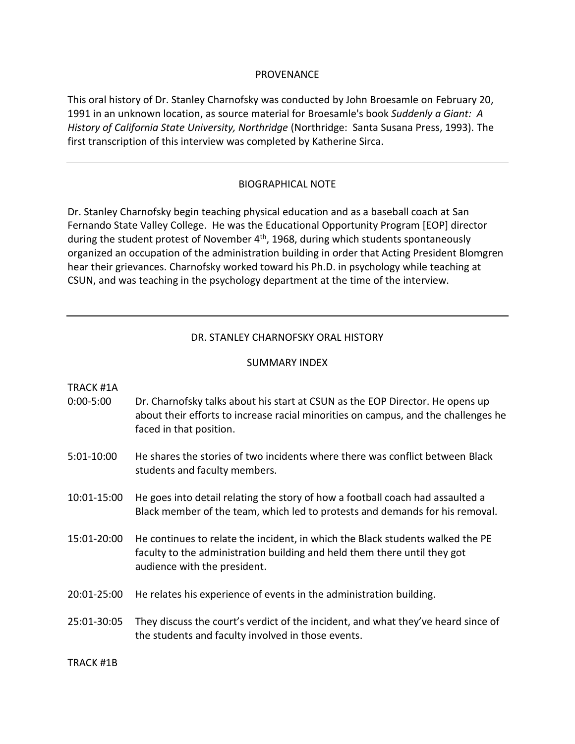## PROVENANCE

This oral history of Dr. Stanley Charnofsky was conducted by John Broesamle on February 20, 1991 in an unknown location, as source material for Broesamle's book *Suddenly a Giant: A History of California State University, Northridge* (Northridge: Santa Susana Press, 1993). The first transcription of this interview was completed by Katherine Sirca.

---

## BIOGRAPHICAL NOTE

Dr. Stanley Charnofsky begin teaching physical education and as a baseball coach at San Fernando State Valley College. He was the Educational Opportunity Program [EOP] director during the student protest of November 4th, 1968, during which students spontaneously organized an occupation of the administration building in order that Acting President Blomgren hear their grievances. Charnofsky worked toward his Ph.D. in psychology while teaching at CSUN, and was teaching in the psychology department at the time of the interview.

---

## DR. STANLEY CHARNOFSKY ORAL HISTORY

## SUMMARY INDEX

TRACK #1A

| | |
|---|---|
| 0:00-5:00 | Dr. Charnofsky talks about his start at CSUN as the EOP Director. He opens up about their efforts to increase racial minorities on campus, and the challenges he faced in that position. |
| 5:01-10:00 | He shares the stories of two incidents where there was conflict between Black students and faculty members. |
| 10:01-15:00 | He goes into detail relating the story of how a football coach had assaulted a Black member of the team, which led to protests and demands for his removal. |
| 15:01-20:00 | He continues to relate the incident, in which the Black students walked the PE faculty to the administration building and held them there until they got audience with the president. |
| 20:01-25:00 | He relates his experience of events in the administration building. |
| 25:01-30:05 | They discuss the court's verdict of the incident, and what they've heard since of the students and faculty involved in those events. |

TRACK #1B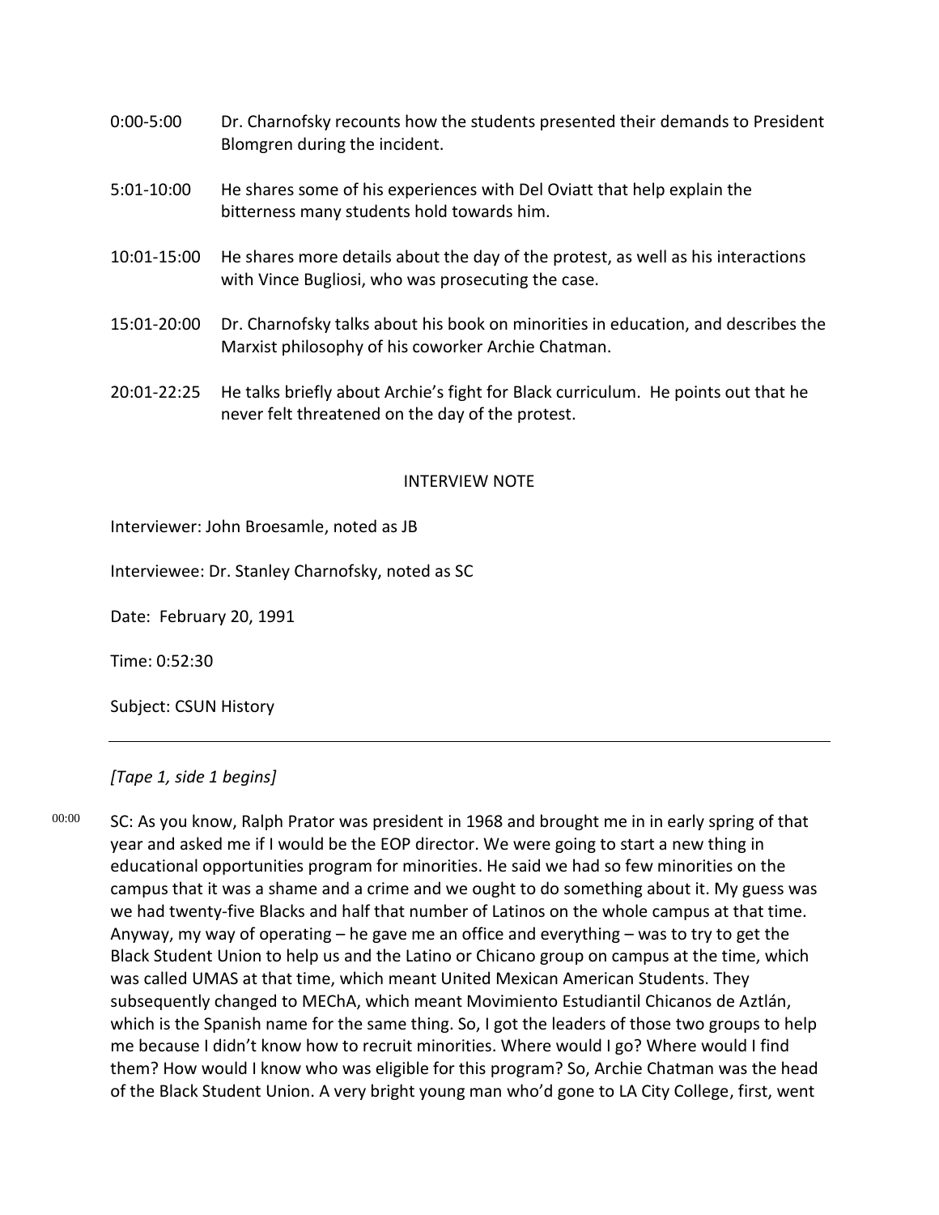| | |
|---|---|
| 0:00-5:00 | Dr. Charnofsky recounts how the students presented their demands to President Blomgren during the incident. |
| 5:01-10:00 | He shares some of his experiences with Del Oviatt that help explain the bitterness many students hold towards him. |
| 10:01-15:00 | He shares more details about the day of the protest, as well as his interactions with Vince Bugliosi, who was prosecuting the case. |
| 15:01-20:00 | Dr. Charnofsky talks about his book on minorities in education, and describes the Marxist philosophy of his coworker Archie Chatman. |
| 20:01-22:25 | He talks briefly about Archie's fight for Black curriculum. He points out that he never felt threatened on the day of the protest. |

INTERVIEW NOTE

Interviewer: John Broesamle, noted as JB

Interviewee: Dr. Stanley Charnofsky, noted as SC

Date: February 20, 1991

Time: 0:52:30

Subject: CSUN History

---

*[Tape 1, side 1 begins]*

00:00 SC: As you know, Ralph Prator was president in 1968 and brought me in in early spring of that year and asked me if I would be the EOP director. We were going to start a new thing in educational opportunities program for minorities. He said we had so few minorities on the campus that it was a shame and a crime and we ought to do something about it. My guess was we had twenty-five Blacks and half that number of Latinos on the whole campus at that time. Anyway, my way of operating – he gave me an office and everything – was to try to get the Black Student Union to help us and the Latino or Chicano group on campus at the time, which was called UMAS at that time, which meant United Mexican American Students. They subsequently changed to MEChA, which meant Movimiento Estudiantil Chicanos de Aztlán, which is the Spanish name for the same thing. So, I got the leaders of those two groups to help me because I didn't know how to recruit minorities. Where would I go? Where would I find them? How would I know who was eligible for this program? So, Archie Chatman was the head of the Black Student Union. A very bright young man who'd gone to LA City College, first, went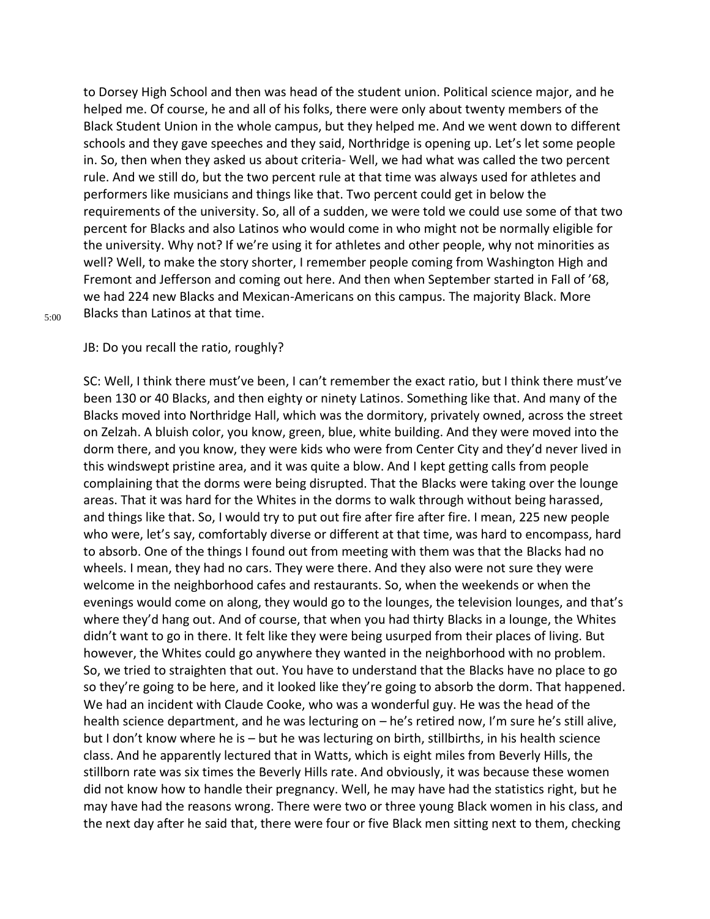to Dorsey High School and then was head of the student union. Political science major, and he helped me. Of course, he and all of his folks, there were only about twenty members of the Black Student Union in the whole campus, but they helped me. And we went down to different schools and they gave speeches and they said, Northridge is opening up. Let's let some people in. So, then when they asked us about criteria- Well, we had what was called the two percent rule. And we still do, but the two percent rule at that time was always used for athletes and performers like musicians and things like that. Two percent could get in below the requirements of the university. So, all of a sudden, we were told we could use some of that two percent for Blacks and also Latinos who would come in who might not be normally eligible for the university. Why not? If we're using it for athletes and other people, why not minorities as well? Well, to make the story shorter, I remember people coming from Washington High and Fremont and Jefferson and coming out here. And then when September started in Fall of '68, we had 224 new Blacks and Mexican-Americans on this campus. The majority Black. More Blacks than Latinos at that time.

5:00

JB: Do you recall the ratio, roughly?

SC: Well, I think there must've been, I can't remember the exact ratio, but I think there must've been 130 or 40 Blacks, and then eighty or ninety Latinos. Something like that. And many of the Blacks moved into Northridge Hall, which was the dormitory, privately owned, across the street on Zelzah. A bluish color, you know, green, blue, white building. And they were moved into the dorm there, and you know, they were kids who were from Center City and they'd never lived in this windswept pristine area, and it was quite a blow. And I kept getting calls from people complaining that the dorms were being disrupted. That the Blacks were taking over the lounge areas. That it was hard for the Whites in the dorms to walk through without being harassed, and things like that. So, I would try to put out fire after fire after fire. I mean, 225 new people who were, let's say, comfortably diverse or different at that time, was hard to encompass, hard to absorb. One of the things I found out from meeting with them was that the Blacks had no wheels. I mean, they had no cars. They were there. And they also were not sure they were welcome in the neighborhood cafes and restaurants. So, when the weekends or when the evenings would come on along, they would go to the lounges, the television lounges, and that's where they'd hang out. And of course, that when you had thirty Blacks in a lounge, the Whites didn't want to go in there. It felt like they were being usurped from their places of living. But however, the Whites could go anywhere they wanted in the neighborhood with no problem. So, we tried to straighten that out. You have to understand that the Blacks have no place to go so they're going to be here, and it looked like they're going to absorb the dorm. That happened. We had an incident with Claude Cooke, who was a wonderful guy. He was the head of the health science department, and he was lecturing on – he's retired now, I'm sure he's still alive, but I don't know where he is – but he was lecturing on birth, stillbirths, in his health science class. And he apparently lectured that in Watts, which is eight miles from Beverly Hills, the stillborn rate was six times the Beverly Hills rate. And obviously, it was because these women did not know how to handle their pregnancy. Well, he may have had the statistics right, but he may have had the reasons wrong. There were two or three young Black women in his class, and the next day after he said that, there were four or five Black men sitting next to them, checking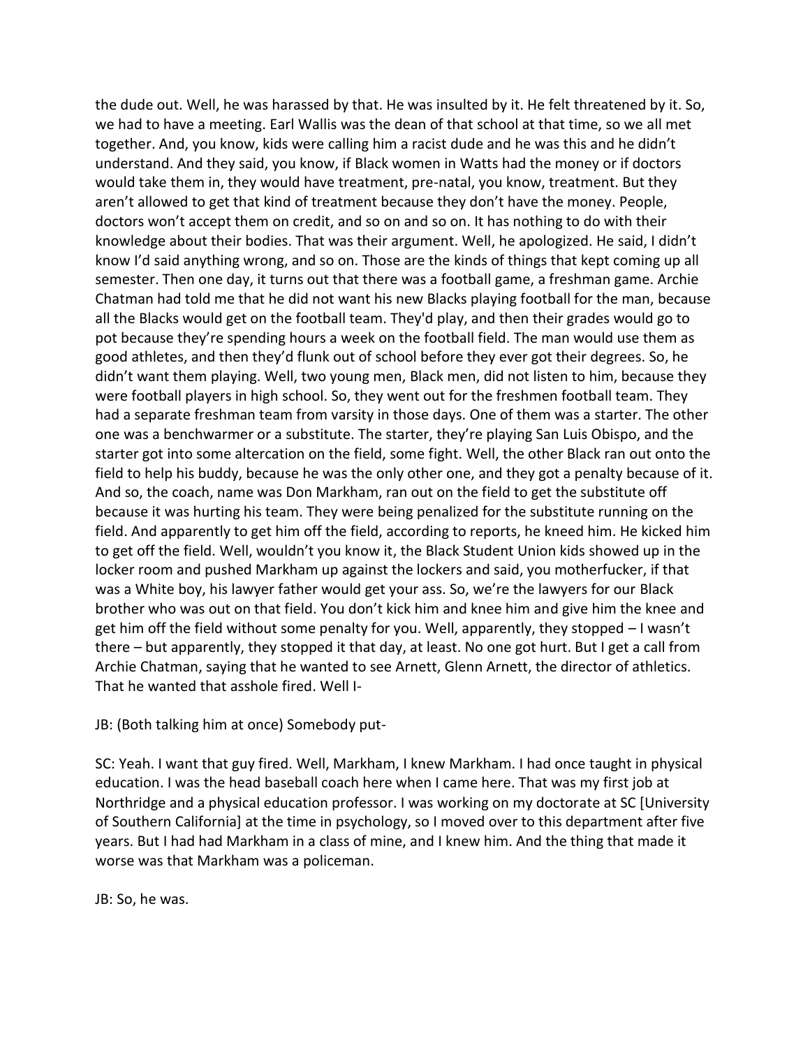the dude out. Well, he was harassed by that. He was insulted by it. He felt threatened by it. So, we had to have a meeting. Earl Wallis was the dean of that school at that time, so we all met together. And, you know, kids were calling him a racist dude and he was this and he didn't understand. And they said, you know, if Black women in Watts had the money or if doctors would take them in, they would have treatment, pre-natal, you know, treatment. But they aren't allowed to get that kind of treatment because they don't have the money. People, doctors won't accept them on credit, and so on and so on. It has nothing to do with their knowledge about their bodies. That was their argument. Well, he apologized. He said, I didn't know I'd said anything wrong, and so on. Those are the kinds of things that kept coming up all semester. Then one day, it turns out that there was a football game, a freshman game. Archie Chatman had told me that he did not want his new Blacks playing football for the man, because all the Blacks would get on the football team. They'd play, and then their grades would go to pot because they're spending hours a week on the football field. The man would use them as good athletes, and then they'd flunk out of school before they ever got their degrees. So, he didn't want them playing. Well, two young men, Black men, did not listen to him, because they were football players in high school. So, they went out for the freshmen football team. They had a separate freshman team from varsity in those days. One of them was a starter. The other one was a benchwarmer or a substitute. The starter, they're playing San Luis Obispo, and the starter got into some altercation on the field, some fight. Well, the other Black ran out onto the field to help his buddy, because he was the only other one, and they got a penalty because of it. And so, the coach, name was Don Markham, ran out on the field to get the substitute off because it was hurting his team. They were being penalized for the substitute running on the field. And apparently to get him off the field, according to reports, he kneed him. He kicked him to get off the field. Well, wouldn't you know it, the Black Student Union kids showed up in the locker room and pushed Markham up against the lockers and said, you motherfucker, if that was a White boy, his lawyer father would get your ass. So, we're the lawyers for our Black brother who was out on that field. You don't kick him and knee him and give him the knee and get him off the field without some penalty for you. Well, apparently, they stopped – I wasn't there – but apparently, they stopped it that day, at least. No one got hurt. But I get a call from Archie Chatman, saying that he wanted to see Arnett, Glenn Arnett, the director of athletics. That he wanted that asshole fired. Well I-

JB: (Both talking him at once) Somebody put-

SC: Yeah. I want that guy fired. Well, Markham, I knew Markham. I had once taught in physical education. I was the head baseball coach here when I came here. That was my first job at Northridge and a physical education professor. I was working on my doctorate at SC [University of Southern California] at the time in psychology, so I moved over to this department after five years. But I had had Markham in a class of mine, and I knew him. And the thing that made it worse was that Markham was a policeman.

JB: So, he was.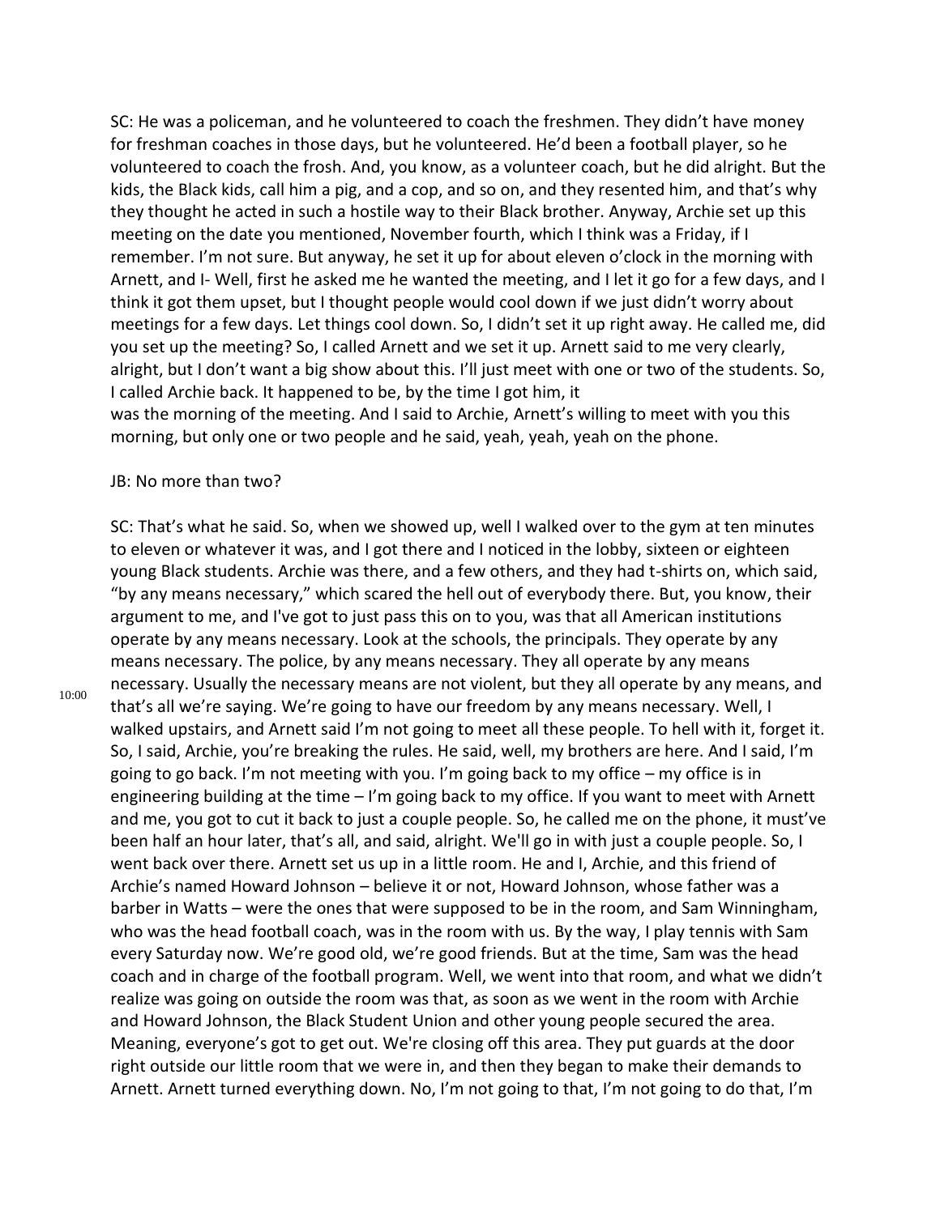SC: He was a policeman, and he volunteered to coach the freshmen. They didn't have money for freshman coaches in those days, but he volunteered. He'd been a football player, so he volunteered to coach the frosh. And, you know, as a volunteer coach, but he did alright. But the kids, the Black kids, call him a pig, and a cop, and so on, and they resented him, and that's why they thought he acted in such a hostile way to their Black brother. Anyway, Archie set up this meeting on the date you mentioned, November fourth, which I think was a Friday, if I remember. I'm not sure. But anyway, he set it up for about eleven o'clock in the morning with Arnett, and I- Well, first he asked me he wanted the meeting, and I let it go for a few days, and I think it got them upset, but I thought people would cool down if we just didn't worry about meetings for a few days. Let things cool down. So, I didn't set it up right away. He called me, did you set up the meeting? So, I called Arnett and we set it up. Arnett said to me very clearly, alright, but I don't want a big show about this. I'll just meet with one or two of the students. So, I called Archie back. It happened to be, by the time I got him, it was the morning of the meeting. And I said to Archie, Arnett's willing to meet with you this morning, but only one or two people and he said, yeah, yeah, yeah on the phone.

JB: No more than two?

SC: That's what he said. So, when we showed up, well I walked over to the gym at ten minutes to eleven or whatever it was, and I got there and I noticed in the lobby, sixteen or eighteen young Black students. Archie was there, and a few others, and they had t-shirts on, which said, "by any means necessary," which scared the hell out of everybody there. But, you know, their argument to me, and I've got to just pass this on to you, was that all American institutions operate by any means necessary. Look at the schools, the principals. They operate by any means necessary. The police, by any means necessary. They all operate by any means necessary. Usually the necessary means are not violent, but they all operate by any means, and that's all we're saying. We're going to have our freedom by any means necessary. Well, I walked upstairs, and Arnett said I'm not going to meet all these people. To hell with it, forget it. So, I said, Archie, you're breaking the rules. He said, well, my brothers are here. And I said, I'm going to go back. I'm not meeting with you. I'm going back to my office – my office is in engineering building at the time – I'm going back to my office. If you want to meet with Arnett and me, you got to cut it back to just a couple people. So, he called me on the phone, it must've been half an hour later, that's all, and said, alright. We'll go in with just a couple people. So, I went back over there. Arnett set us up in a little room. He and I, Archie, and this friend of Archie's named Howard Johnson – believe it or not, Howard Johnson, whose father was a barber in Watts – were the ones that were supposed to be in the room, and Sam Winningham, who was the head football coach, was in the room with us. By the way, I play tennis with Sam every Saturday now. We're good old, we're good friends. But at the time, Sam was the head coach and in charge of the football program. Well, we went into that room, and what we didn't realize was going on outside the room was that, as soon as we went in the room with Archie and Howard Johnson, the Black Student Union and other young people secured the area. Meaning, everyone's got to get out. We're closing off this area. They put guards at the door right outside our little room that we were in, and then they began to make their demands to Arnett. Arnett turned everything down. No, I'm not going to that, I'm not going to do that, I'm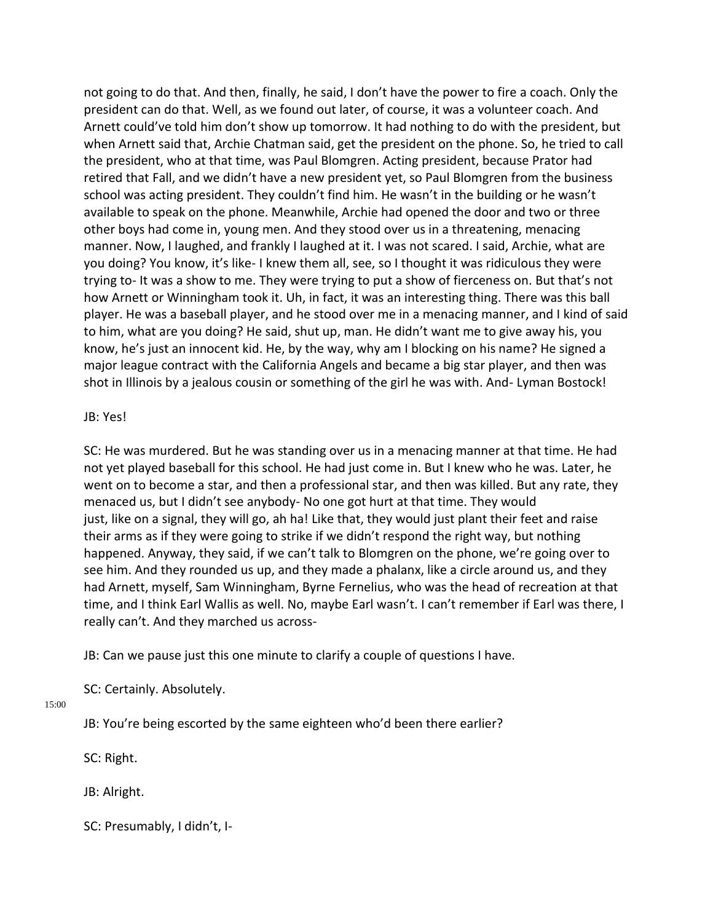not going to do that. And then, finally, he said, I don't have the power to fire a coach. Only the president can do that. Well, as we found out later, of course, it was a volunteer coach. And Arnett could've told him don't show up tomorrow. It had nothing to do with the president, but when Arnett said that, Archie Chatman said, get the president on the phone. So, he tried to call the president, who at that time, was Paul Blomgren. Acting president, because Prator had retired that Fall, and we didn't have a new president yet, so Paul Blomgren from the business school was acting president. They couldn't find him. He wasn't in the building or he wasn't available to speak on the phone. Meanwhile, Archie had opened the door and two or three other boys had come in, young men. And they stood over us in a threatening, menacing manner. Now, I laughed, and frankly I laughed at it. I was not scared. I said, Archie, what are you doing? You know, it's like- I knew them all, see, so I thought it was ridiculous they were trying to- It was a show to me. They were trying to put a show of fierceness on. But that's not how Arnett or Winningham took it. Uh, in fact, it was an interesting thing. There was this ball player. He was a baseball player, and he stood over me in a menacing manner, and I kind of said to him, what are you doing? He said, shut up, man. He didn't want me to give away his, you know, he's just an innocent kid. He, by the way, why am I blocking on his name? He signed a major league contract with the California Angels and became a big star player, and then was shot in Illinois by a jealous cousin or something of the girl he was with. And- Lyman Bostock!

JB: Yes!

SC: He was murdered. But he was standing over us in a menacing manner at that time. He had not yet played baseball for this school. He had just come in. But I knew who he was. Later, he went on to become a star, and then a professional star, and then was killed. But any rate, they menaced us, but I didn't see anybody- No one got hurt at that time. They would just, like on a signal, they will go, ah ha! Like that, they would just plant their feet and raise their arms as if they were going to strike if we didn't respond the right way, but nothing happened. Anyway, they said, if we can't talk to Blomgren on the phone, we're going over to see him. And they rounded us up, and they made a phalanx, like a circle around us, and they had Arnett, myself, Sam Winningham, Byrne Fernelius, who was the head of recreation at that time, and I think Earl Wallis as well. No, maybe Earl wasn't. I can't remember if Earl was there, I really can't. And they marched us across-

JB: Can we pause just this one minute to clarify a couple of questions I have.

SC: Certainly. Absolutely.

15:00

JB: You're being escorted by the same eighteen who'd been there earlier?

SC: Right.

JB: Alright.

SC: Presumably, I didn't, I-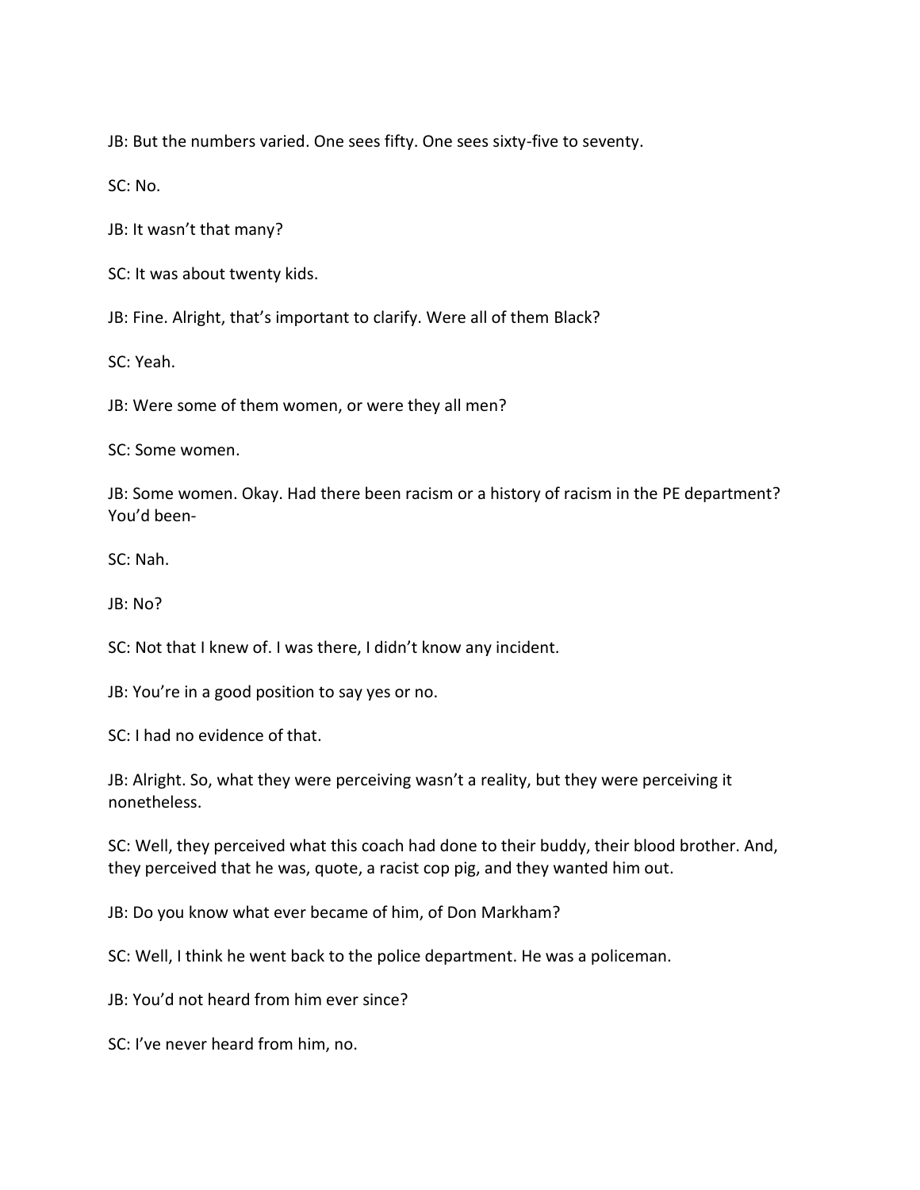JB: But the numbers varied. One sees fifty. One sees sixty-five to seventy.

SC: No.

JB: It wasn't that many?

SC: It was about twenty kids.

JB: Fine. Alright, that's important to clarify. Were all of them Black?

SC: Yeah.

JB: Were some of them women, or were they all men?

SC: Some women.

JB: Some women. Okay. Had there been racism or a history of racism in the PE department? You'd been-

SC: Nah.

JB: No?

SC: Not that I knew of. I was there, I didn't know any incident.

JB: You're in a good position to say yes or no.

SC: I had no evidence of that.

JB: Alright. So, what they were perceiving wasn't a reality, but they were perceiving it nonetheless.

SC: Well, they perceived what this coach had done to their buddy, their blood brother. And, they perceived that he was, quote, a racist cop pig, and they wanted him out.

JB: Do you know what ever became of him, of Don Markham?

SC: Well, I think he went back to the police department. He was a policeman.

JB: You'd not heard from him ever since?

SC: I've never heard from him, no.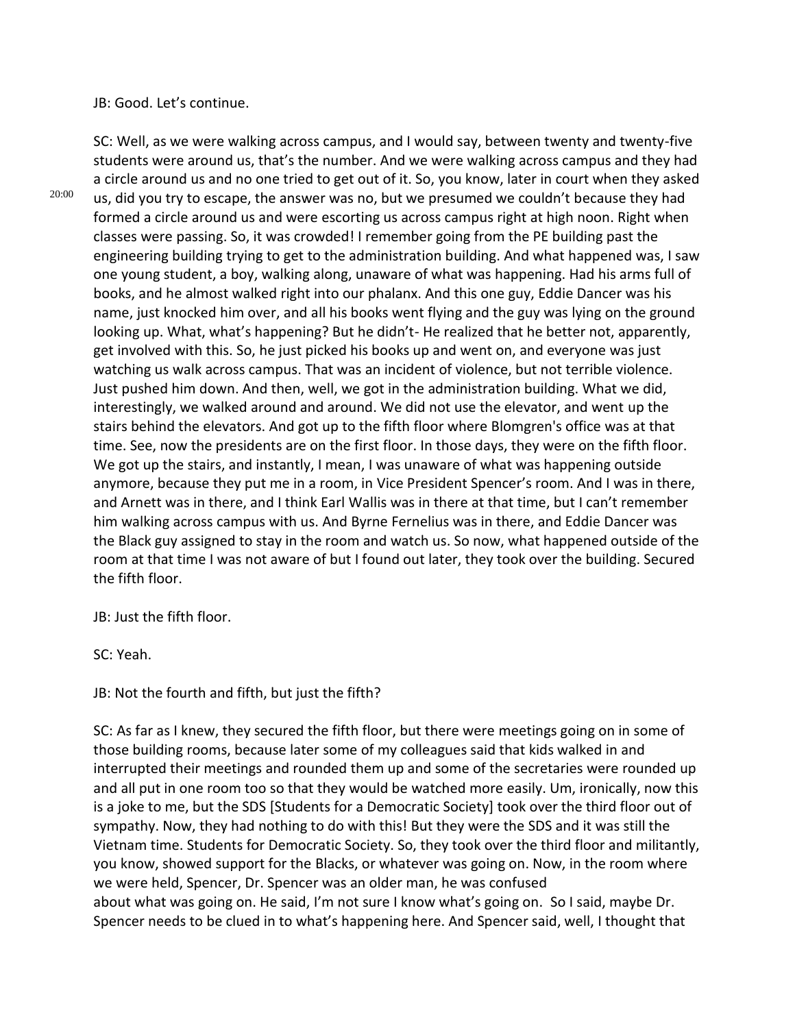JB: Good. Let's continue.

SC: Well, as we were walking across campus, and I would say, between twenty and twenty-five students were around us, that's the number. And we were walking across campus and they had a circle around us and no one tried to get out of it. So, you know, later in court when they asked us, did you try to escape, the answer was no, but we presumed we couldn't because they had formed a circle around us and were escorting us across campus right at high noon. Right when classes were passing. So, it was crowded! I remember going from the PE building past the engineering building trying to get to the administration building. And what happened was, I saw one young student, a boy, walking along, unaware of what was happening. Had his arms full of books, and he almost walked right into our phalanx. And this one guy, Eddie Dancer was his name, just knocked him over, and all his books went flying and the guy was lying on the ground looking up. What, what's happening? But he didn't- He realized that he better not, apparently, get involved with this. So, he just picked his books up and went on, and everyone was just watching us walk across campus. That was an incident of violence, but not terrible violence. Just pushed him down. And then, well, we got in the administration building. What we did, interestingly, we walked around and around. We did not use the elevator, and went up the stairs behind the elevators. And got up to the fifth floor where Blomgren's office was at that time. See, now the presidents are on the first floor. In those days, they were on the fifth floor. We got up the stairs, and instantly, I mean, I was unaware of what was happening outside anymore, because they put me in a room, in Vice President Spencer's room. And I was in there, and Arnett was in there, and I think Earl Wallis was in there at that time, but I can't remember him walking across campus with us. And Byrne Fernelius was in there, and Eddie Dancer was the Black guy assigned to stay in the room and watch us. So now, what happened outside of the room at that time I was not aware of but I found out later, they took over the building. Secured the fifth floor.

JB: Just the fifth floor.

SC: Yeah.

JB: Not the fourth and fifth, but just the fifth?

SC: As far as I knew, they secured the fifth floor, but there were meetings going on in some of those building rooms, because later some of my colleagues said that kids walked in and interrupted their meetings and rounded them up and some of the secretaries were rounded up and all put in one room too so that they would be watched more easily. Um, ironically, now this is a joke to me, but the SDS [Students for a Democratic Society] took over the third floor out of sympathy. Now, they had nothing to do with this! But they were the SDS and it was still the Vietnam time. Students for Democratic Society. So, they took over the third floor and militantly, you know, showed support for the Blacks, or whatever was going on. Now, in the room where we were held, Spencer, Dr. Spencer was an older man, he was confused about what was going on. He said, I'm not sure I know what's going on. So I said, maybe Dr. Spencer needs to be clued in to what's happening here. And Spencer said, well, I thought that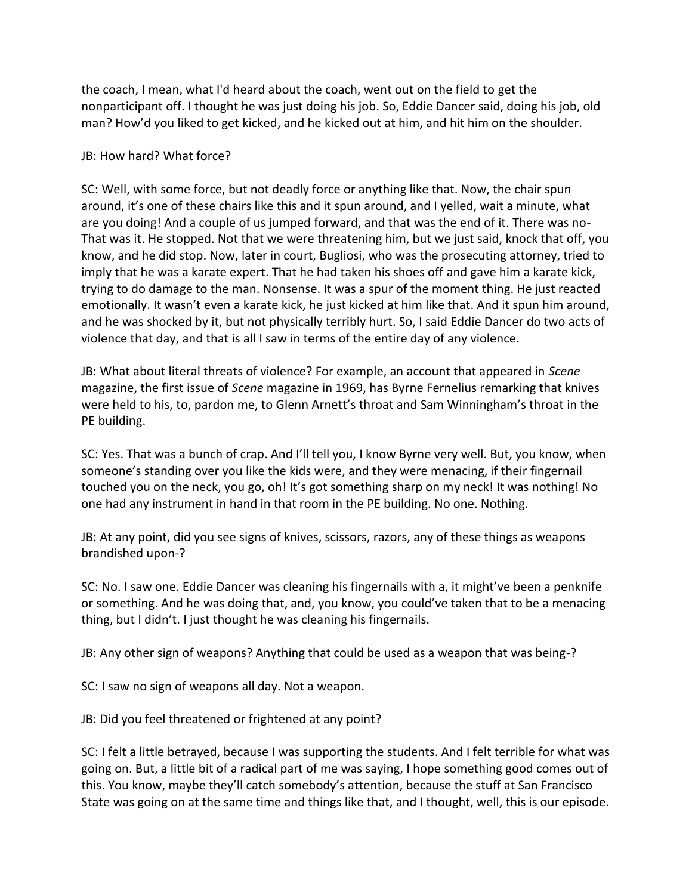the coach, I mean, what I'd heard about the coach, went out on the field to get the nonparticipant off. I thought he was just doing his job. So, Eddie Dancer said, doing his job, old man? How'd you liked to get kicked, and he kicked out at him, and hit him on the shoulder.

JB: How hard? What force?

SC: Well, with some force, but not deadly force or anything like that. Now, the chair spun around, it's one of these chairs like this and it spun around, and I yelled, wait a minute, what are you doing! And a couple of us jumped forward, and that was the end of it. There was no- That was it. He stopped. Not that we were threatening him, but we just said, knock that off, you know, and he did stop. Now, later in court, Bugliosi, who was the prosecuting attorney, tried to imply that he was a karate expert. That he had taken his shoes off and gave him a karate kick, trying to do damage to the man. Nonsense. It was a spur of the moment thing. He just reacted emotionally. It wasn't even a karate kick, he just kicked at him like that. And it spun him around, and he was shocked by it, but not physically terribly hurt. So, I said Eddie Dancer do two acts of violence that day, and that is all I saw in terms of the entire day of any violence.

JB: What about literal threats of violence? For example, an account that appeared in *Scene* magazine, the first issue of *Scene* magazine in 1969, has Byrne Fernelius remarking that knives were held to his, to, pardon me, to Glenn Arnett's throat and Sam Winningham's throat in the PE building.

SC: Yes. That was a bunch of crap. And I'll tell you, I know Byrne very well. But, you know, when someone's standing over you like the kids were, and they were menacing, if their fingernail touched you on the neck, you go, oh! It's got something sharp on my neck! It was nothing! No one had any instrument in hand in that room in the PE building. No one. Nothing.

JB: At any point, did you see signs of knives, scissors, razors, any of these things as weapons brandished upon-?

SC: No. I saw one. Eddie Dancer was cleaning his fingernails with a, it might've been a penknife or something. And he was doing that, and, you know, you could've taken that to be a menacing thing, but I didn't. I just thought he was cleaning his fingernails.

JB: Any other sign of weapons? Anything that could be used as a weapon that was being-?

SC: I saw no sign of weapons all day. Not a weapon.

JB: Did you feel threatened or frightened at any point?

SC: I felt a little betrayed, because I was supporting the students. And I felt terrible for what was going on. But, a little bit of a radical part of me was saying, I hope something good comes out of this. You know, maybe they'll catch somebody's attention, because the stuff at San Francisco State was going on at the same time and things like that, and I thought, well, this is our episode.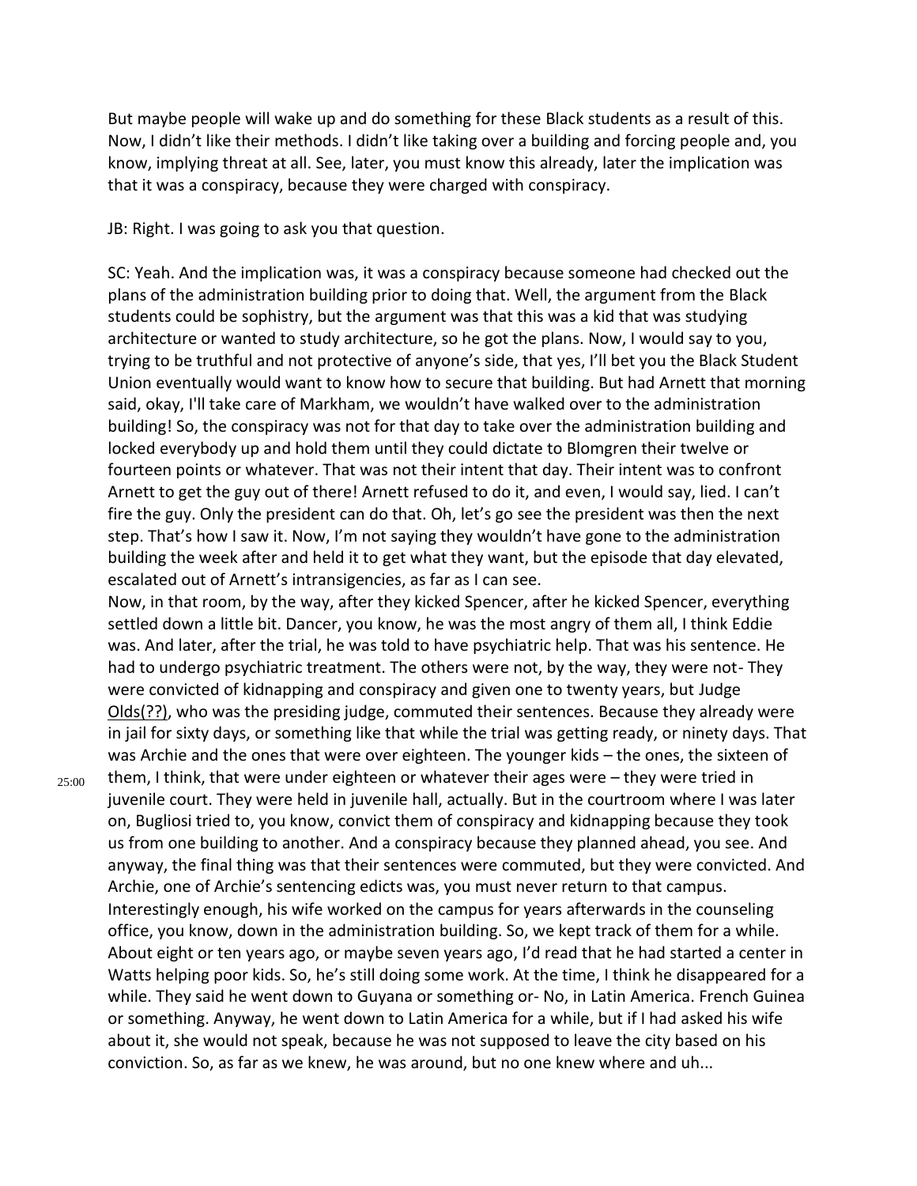But maybe people will wake up and do something for these Black students as a result of this. Now, I didn't like their methods. I didn't like taking over a building and forcing people and, you know, implying threat at all. See, later, you must know this already, later the implication was that it was a conspiracy, because they were charged with conspiracy.

JB: Right. I was going to ask you that question.

SC: Yeah. And the implication was, it was a conspiracy because someone had checked out the plans of the administration building prior to doing that. Well, the argument from the Black students could be sophistry, but the argument was that this was a kid that was studying architecture or wanted to study architecture, so he got the plans. Now, I would say to you, trying to be truthful and not protective of anyone's side, that yes, I'll bet you the Black Student Union eventually would want to know how to secure that building. But had Arnett that morning said, okay, I'll take care of Markham, we wouldn't have walked over to the administration building! So, the conspiracy was not for that day to take over the administration building and locked everybody up and hold them until they could dictate to Blomgren their twelve or fourteen points or whatever. That was not their intent that day. Their intent was to confront Arnett to get the guy out of there! Arnett refused to do it, and even, I would say, lied. I can't fire the guy. Only the president can do that. Oh, let's go see the president was then the next step. That's how I saw it. Now, I'm not saying they wouldn't have gone to the administration building the week after and held it to get what they want, but the episode that day elevated, escalated out of Arnett's intransigencies, as far as I can see.
Now, in that room, by the way, after they kicked Spencer, after he kicked Spencer, everything settled down a little bit. Dancer, you know, he was the most angry of them all, I think Eddie was. And later, after the trial, he was told to have psychiatric help. That was his sentence. He had to undergo psychiatric treatment. The others were not, by the way, they were not- They were convicted of kidnapping and conspiracy and given one to twenty years, but Judge Olds(??), who was the presiding judge, commuted their sentences. Because they already were in jail for sixty days, or something like that while the trial was getting ready, or ninety days. That was Archie and the ones that were over eighteen. The younger kids – the ones, the sixteen of them, I think, that were under eighteen or whatever their ages were – they were tried in juvenile court. They were held in juvenile hall, actually. But in the courtroom where I was later on, Bugliosi tried to, you know, convict them of conspiracy and kidnapping because they took us from one building to another. And a conspiracy because they planned ahead, you see. And anyway, the final thing was that their sentences were commuted, but they were convicted. And Archie, one of Archie's sentencing edicts was, you must never return to that campus. Interestingly enough, his wife worked on the campus for years afterwards in the counseling office, you know, down in the administration building. So, we kept track of them for a while. About eight or ten years ago, or maybe seven years ago, I'd read that he had started a center in Watts helping poor kids. So, he's still doing some work. At the time, I think he disappeared for a while. They said he went down to Guyana or something or- No, in Latin America. French Guinea or something. Anyway, he went down to Latin America for a while, but if I had asked his wife about it, she would not speak, because he was not supposed to leave the city based on his conviction. So, as far as we knew, he was around, but no one knew where and uh...

25:00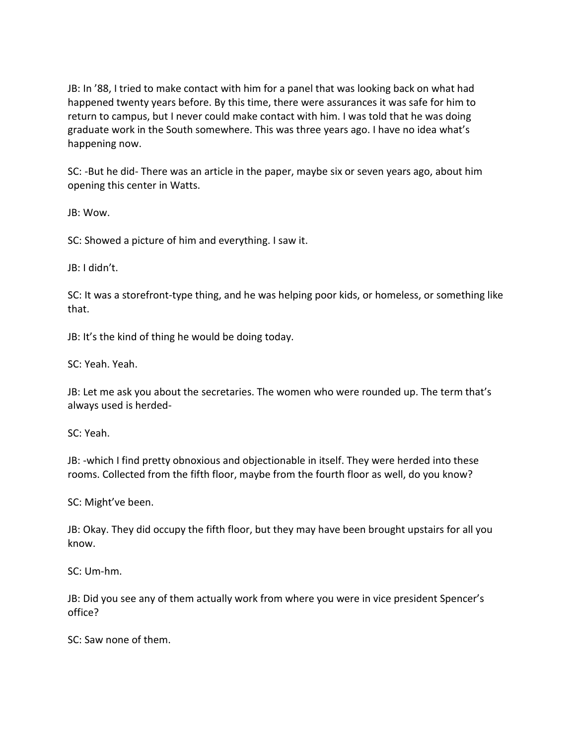JB: In '88, I tried to make contact with him for a panel that was looking back on what had happened twenty years before. By this time, there were assurances it was safe for him to return to campus, but I never could make contact with him. I was told that he was doing graduate work in the South somewhere. This was three years ago. I have no idea what's happening now.

SC: -But he did- There was an article in the paper, maybe six or seven years ago, about him opening this center in Watts.

JB: Wow.

SC: Showed a picture of him and everything. I saw it.

JB: I didn't.

SC: It was a storefront-type thing, and he was helping poor kids, or homeless, or something like that.

JB: It's the kind of thing he would be doing today.

SC: Yeah. Yeah.

JB: Let me ask you about the secretaries. The women who were rounded up. The term that's always used is herded-

SC: Yeah.

JB: -which I find pretty obnoxious and objectionable in itself. They were herded into these rooms. Collected from the fifth floor, maybe from the fourth floor as well, do you know?

SC: Might've been.

JB: Okay. They did occupy the fifth floor, but they may have been brought upstairs for all you know.

SC: Um-hm.

JB: Did you see any of them actually work from where you were in vice president Spencer's office?

SC: Saw none of them.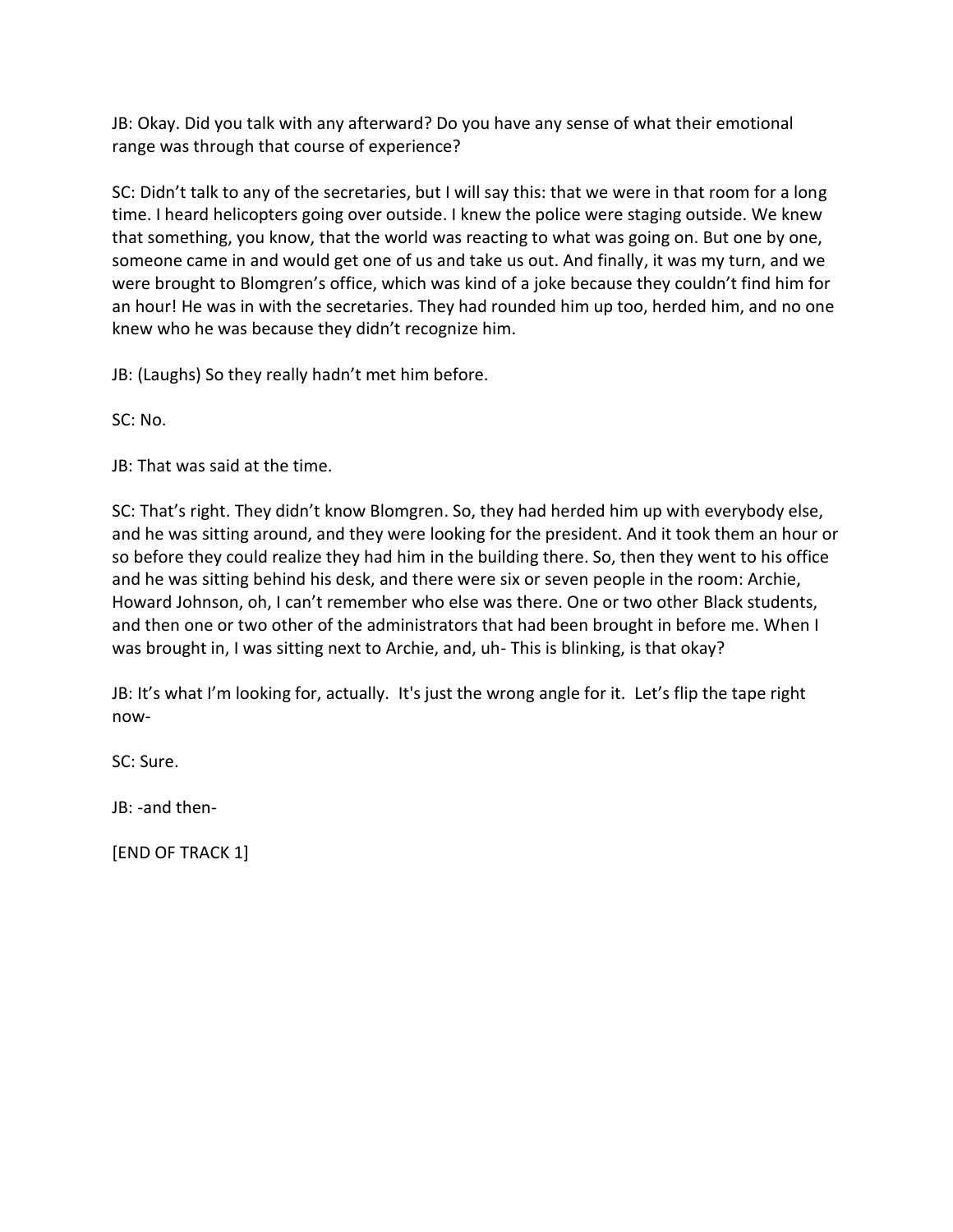JB: Okay. Did you talk with any afterward? Do you have any sense of what their emotional range was through that course of experience?

SC: Didn't talk to any of the secretaries, but I will say this: that we were in that room for a long time. I heard helicopters going over outside. I knew the police were staging outside. We knew that something, you know, that the world was reacting to what was going on. But one by one, someone came in and would get one of us and take us out. And finally, it was my turn, and we were brought to Blomgren's office, which was kind of a joke because they couldn't find him for an hour! He was in with the secretaries. They had rounded him up too, herded him, and no one knew who he was because they didn't recognize him.

JB: (Laughs) So they really hadn't met him before.

SC: No.

JB: That was said at the time.

SC: That's right. They didn't know Blomgren. So, they had herded him up with everybody else, and he was sitting around, and they were looking for the president. And it took them an hour or so before they could realize they had him in the building there. So, then they went to his office and he was sitting behind his desk, and there were six or seven people in the room: Archie, Howard Johnson, oh, I can't remember who else was there. One or two other Black students, and then one or two other of the administrators that had been brought in before me. When I was brought in, I was sitting next to Archie, and, uh- This is blinking, is that okay?

JB: It's what I'm looking for, actually. It's just the wrong angle for it. Let's flip the tape right now-

SC: Sure.

JB: -and then-

[END OF TRACK 1]